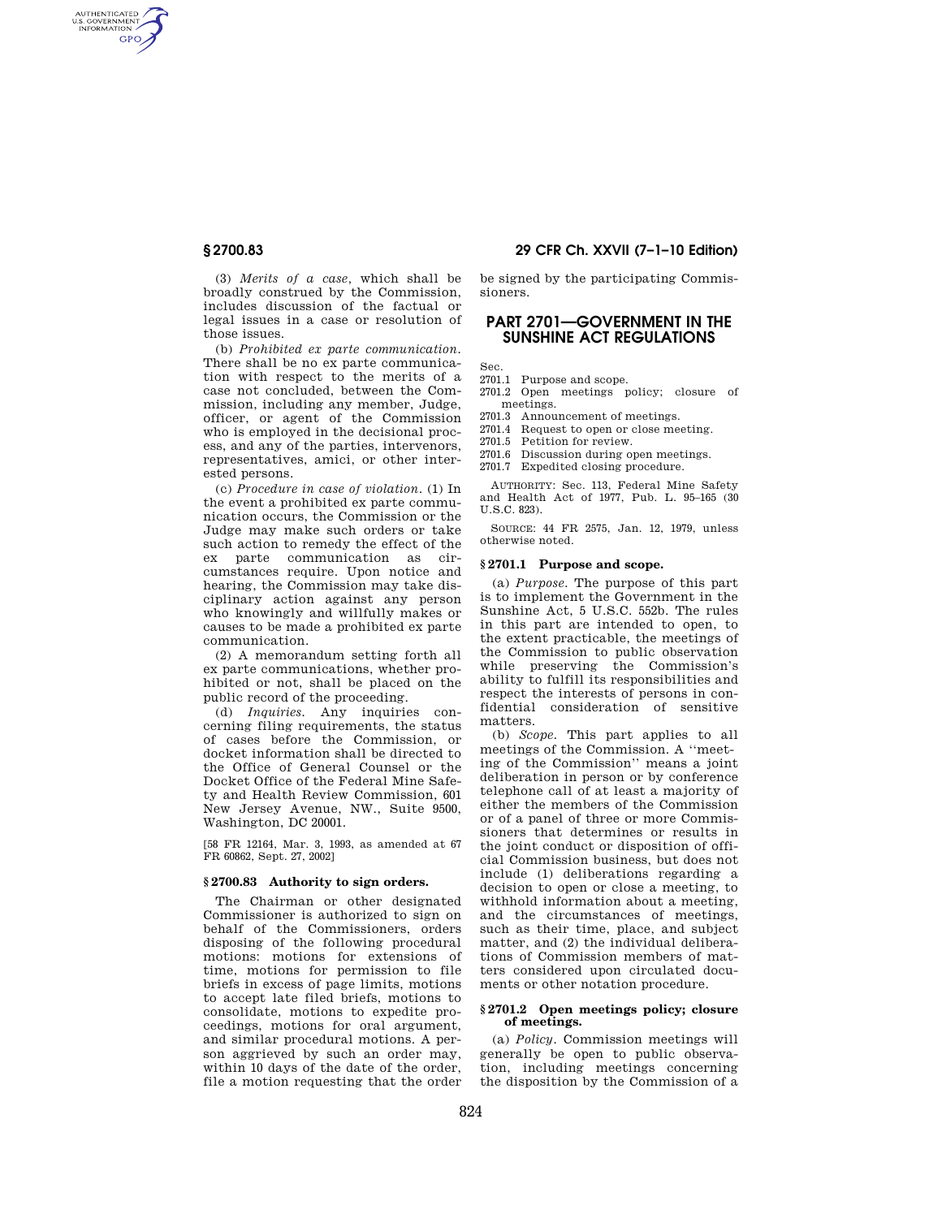(3) *Merits of a case*, which shall be broadly construed by the Commission, includes discussion of the factual or legal issues in a case or resolution of those issues.

(b) *Prohibited ex parte communication*. There shall be no ex parte communication with respect to the merits of a case not concluded, between the Commission, including any member, Judge, officer, or agent of the Commission who is employed in the decisional process, and any of the parties, intervenors, representatives, amici, or other interested persons.

(c) *Procedure in case of violation*. (1) In the event a prohibited ex parte communication occurs, the Commission or the Judge may make such orders or take such action to remedy the effect of the ex parte communication as circumstances require. Upon notice and hearing, the Commission may take disciplinary action against any person who knowingly and willfully makes or causes to be made a prohibited ex parte communication.

(2) A memorandum setting forth all ex parte communications, whether prohibited or not, shall be placed on the public record of the proceeding.

(d) *Inquiries*. Any inquiries concerning filing requirements, the status of cases before the Commission, or docket information shall be directed to the Office of General Counsel or the Docket Office of the Federal Mine Safety and Health Review Commission, 601 New Jersey Avenue, NW., Suite 9500, Washington, DC 20001.

[58 FR 12164, Mar. 3, 1993, as amended at 67 FR 60862, Sept. 27, 2002]

### § 2700.83 Authority to sign orders.

The Chairman or other designated Commissioner is authorized to sign on behalf of the Commissioners, orders disposing of the following procedural motions: motions for extensions of time, motions for permission to file briefs in excess of page limits, motions to accept late filed briefs, motions to consolidate, motions to expedite proceedings, motions for oral argument, and similar procedural motions. A person aggrieved by such an order may, within 10 days of the date of the order, file a motion requesting that the order be signed by the participating Commissioners.

## PART 2701—GOVERNMENT IN THE SUNSHINE ACT REGULATIONS

Sec.
2701.1 Purpose and scope.
2701.2 Open meetings policy; closure of meetings.
2701.3 Announcement of meetings.
2701.4 Request to open or close meeting.
2701.5 Petition for review.
2701.6 Discussion during open meetings.
2701.7 Expedited closing procedure.

AUTHORITY: Sec. 113, Federal Mine Safety and Health Act of 1977, Pub. L. 95–165 (30 U.S.C. 823).

SOURCE: 44 FR 2575, Jan. 12, 1979, unless otherwise noted.

### § 2701.1 Purpose and scope.

(a) *Purpose*. The purpose of this part is to implement the Government in the Sunshine Act, 5 U.S.C. 552b. The rules in this part are intended to open, to the extent practicable, the meetings of the Commission to public observation while preserving the Commission's ability to fulfill its responsibilities and respect the interests of persons in confidential consideration of sensitive matters.

(b) *Scope*. This part applies to all meetings of the Commission. A ''meeting of the Commission'' means a joint deliberation in person or by conference telephone call of at least a majority of either the members of the Commission or of a panel of three or more Commissioners that determines or results in the joint conduct or disposition of official Commission business, but does not include (1) deliberations regarding a decision to open or close a meeting, to withhold information about a meeting, and the circumstances of meetings, such as their time, place, and subject matter, and (2) the individual deliberations of Commission members of matters considered upon circulated documents or other notation procedure.

### § 2701.2 Open meetings policy; closure of meetings.

(a) *Policy*. Commission meetings will generally be open to public observation, including meetings concerning the disposition by the Commission of a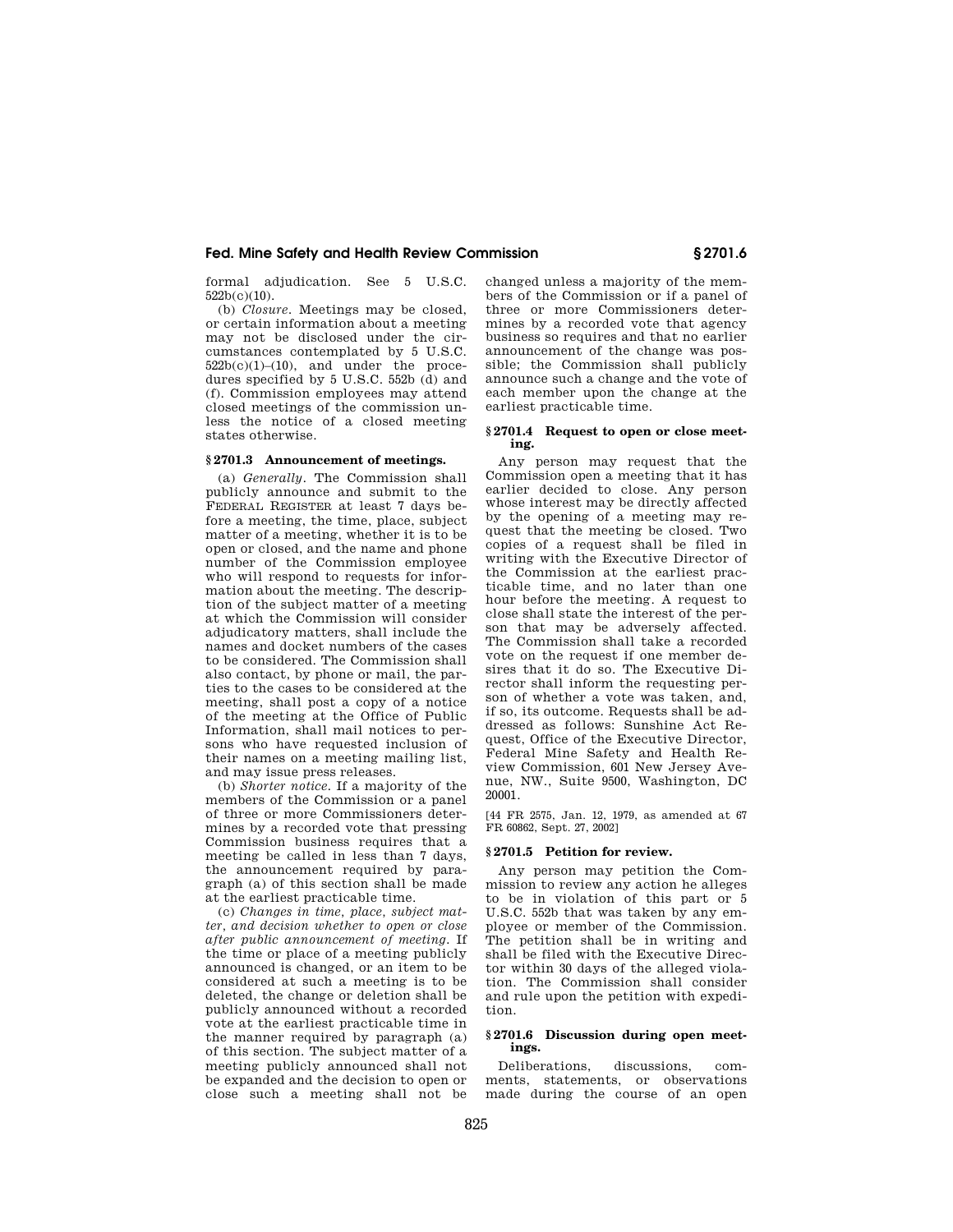formal adjudication. See 5 U.S.C. 522b(c)(10).

(b) *Closure.* Meetings may be closed, or certain information about a meeting may not be disclosed under the circumstances contemplated by 5 U.S.C. 522b(c)(1)–(10), and under the procedures specified by 5 U.S.C. 552b (d) and (f). Commission employees may attend closed meetings of the commission unless the notice of a closed meeting states otherwise.

### § 2701.3 Announcement of meetings.

(a) *Generally.* The Commission shall publicly announce and submit to the FEDERAL REGISTER at least 7 days before a meeting, the time, place, subject matter of a meeting, whether it is to be open or closed, and the name and phone number of the Commission employee who will respond to requests for information about the meeting. The description of the subject matter of a meeting at which the Commission will consider adjudicatory matters, shall include the names and docket numbers of the cases to be considered. The Commission shall also contact, by phone or mail, the parties to the cases to be considered at the meeting, shall post a copy of a notice of the meeting at the Office of Public Information, shall mail notices to persons who have requested inclusion of their names on a meeting mailing list, and may issue press releases.

(b) *Shorter notice.* If a majority of the members of the Commission or a panel of three or more Commissioners determines by a recorded vote that pressing Commission business requires that a meeting be called in less than 7 days, the announcement required by paragraph (a) of this section shall be made at the earliest practicable time.

(c) *Changes in time, place, subject matter, and decision whether to open or close after public announcement of meeting.* If the time or place of a meeting publicly announced is changed, or an item to be considered at such a meeting is to be deleted, the change or deletion shall be publicly announced without a recorded vote at the earliest practicable time in the manner required by paragraph (a) of this section. The subject matter of a meeting publicly announced shall not be expanded and the decision to open or close such a meeting shall not be changed unless a majority of the members of the Commission or if a panel of three or more Commissioners determines by a recorded vote that agency business so requires and that no earlier announcement of the change was possible; the Commission shall publicly announce such a change and the vote of each member upon the change at the earliest practicable time.

### § 2701.4 Request to open or close meeting.

Any person may request that the Commission open a meeting that it has earlier decided to close. Any person whose interest may be directly affected by the opening of a meeting may request that the meeting be closed. Two copies of a request shall be filed in writing with the Executive Director of the Commission at the earliest practicable time, and no later than one hour before the meeting. A request to close shall state the interest of the person that may be adversely affected. The Commission shall take a recorded vote on the request if one member desires that it do so. The Executive Director shall inform the requesting person of whether a vote was taken, and, if so, its outcome. Requests shall be addressed as follows: Sunshine Act Request, Office of the Executive Director, Federal Mine Safety and Health Review Commission, 601 New Jersey Avenue, NW., Suite 9500, Washington, DC 20001.

[44 FR 2575, Jan. 12, 1979, as amended at 67 FR 60862, Sept. 27, 2002]

### § 2701.5 Petition for review.

Any person may petition the Commission to review any action he alleges to be in violation of this part or 5 U.S.C. 552b that was taken by any employee or member of the Commission. The petition shall be in writing and shall be filed with the Executive Director within 30 days of the alleged violation. The Commission shall consider and rule upon the petition with expedition.

### § 2701.6 Discussion during open meetings.

Deliberations, discussions, comments, statements, or observations made during the course of an open